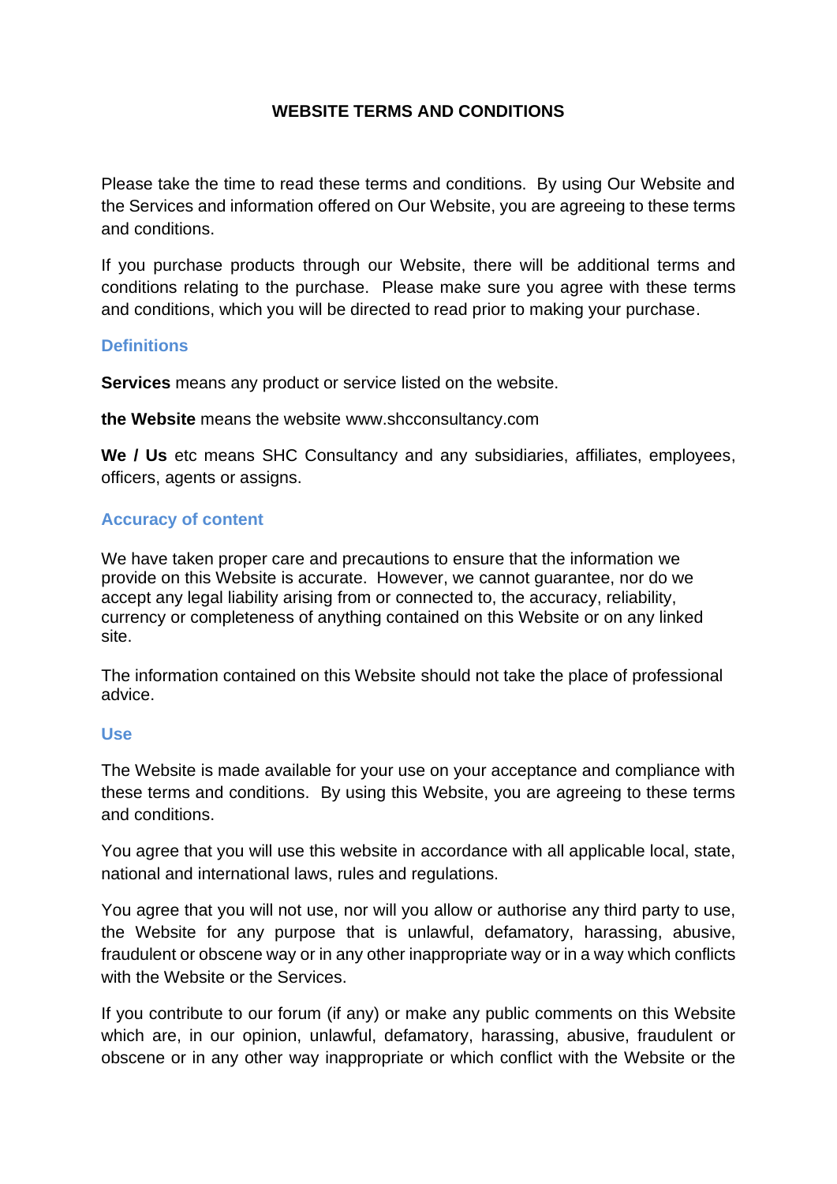# WEBSITE TERMS AND CONDITIONS

Please take the time to read these terms and conditions. By using Our Website and the Services and information offered on Our Website, you are agreeing to these terms and conditions.

If you purchase products through our Website, there will be additional terms and conditions relating to the purchase. Please make sure you agree with these terms and conditions, which you will be directed to read prior to making your purchase.

## Definitions

**Services** means any product or service listed on the website.

**the Website** means the website www.shcconsultancy.com

**We / Us** etc means SHC Consultancy and any subsidiaries, affiliates, employees, officers, agents or assigns.

## Accuracy of content

We have taken proper care and precautions to ensure that the information we provide on this Website is accurate. However, we cannot guarantee, nor do we accept any legal liability arising from or connected to, the accuracy, reliability, currency or completeness of anything contained on this Website or on any linked site.

The information contained on this Website should not take the place of professional advice.

## Use

The Website is made available for your use on your acceptance and compliance with these terms and conditions. By using this Website, you are agreeing to these terms and conditions.

You agree that you will use this website in accordance with all applicable local, state, national and international laws, rules and regulations.

You agree that you will not use, nor will you allow or authorise any third party to use, the Website for any purpose that is unlawful, defamatory, harassing, abusive, fraudulent or obscene way or in any other inappropriate way or in a way which conflicts with the Website or the Services.

If you contribute to our forum (if any) or make any public comments on this Website which are, in our opinion, unlawful, defamatory, harassing, abusive, fraudulent or obscene or in any other way inappropriate or which conflict with the Website or the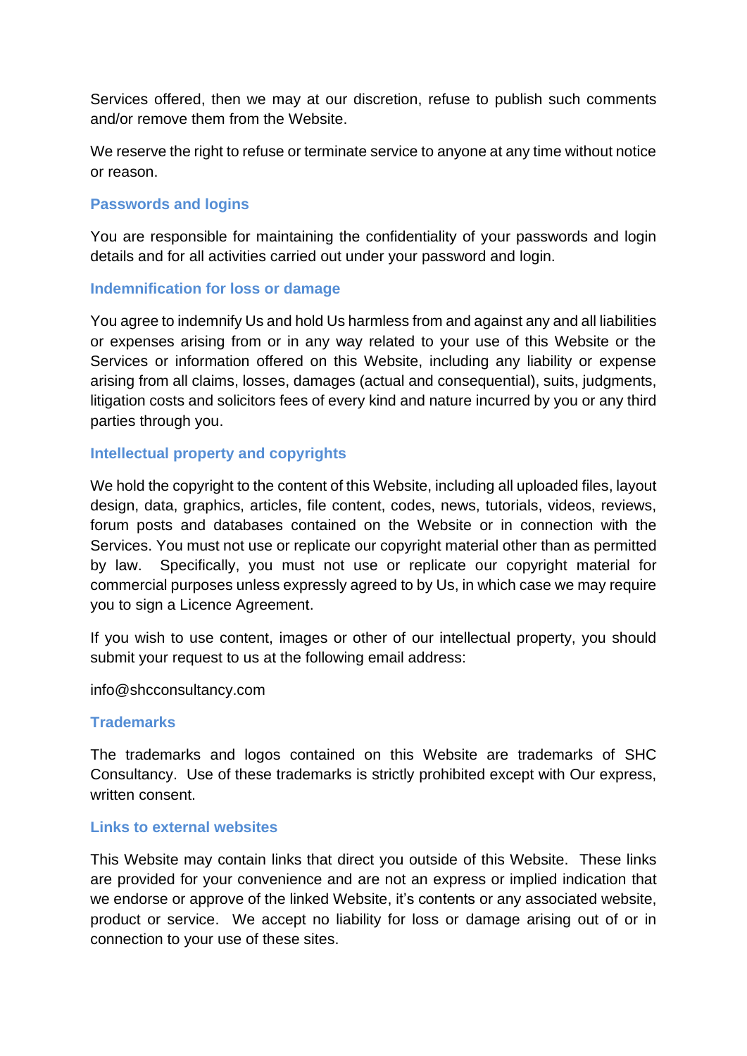Services offered, then we may at our discretion, refuse to publish such comments and/or remove them from the Website.

We reserve the right to refuse or terminate service to anyone at any time without notice or reason.

## Passwords and logins

You are responsible for maintaining the confidentiality of your passwords and login details and for all activities carried out under your password and login.

## Indemnification for loss or damage

You agree to indemnify Us and hold Us harmless from and against any and all liabilities or expenses arising from or in any way related to your use of this Website or the Services or information offered on this Website, including any liability or expense arising from all claims, losses, damages (actual and consequential), suits, judgments, litigation costs and solicitors fees of every kind and nature incurred by you or any third parties through you.

## Intellectual property and copyrights

We hold the copyright to the content of this Website, including all uploaded files, layout design, data, graphics, articles, file content, codes, news, tutorials, videos, reviews, forum posts and databases contained on the Website or in connection with the Services. You must not use or replicate our copyright material other than as permitted by law. Specifically, you must not use or replicate our copyright material for commercial purposes unless expressly agreed to by Us, in which case we may require you to sign a Licence Agreement.

If you wish to use content, images or other of our intellectual property, you should submit your request to us at the following email address:

info@shcconsultancy.com

## Trademarks

The trademarks and logos contained on this Website are trademarks of SHC Consultancy. Use of these trademarks is strictly prohibited except with Our express, written consent.

## Links to external websites

This Website may contain links that direct you outside of this Website. These links are provided for your convenience and are not an express or implied indication that we endorse or approve of the linked Website, it's contents or any associated website, product or service. We accept no liability for loss or damage arising out of or in connection to your use of these sites.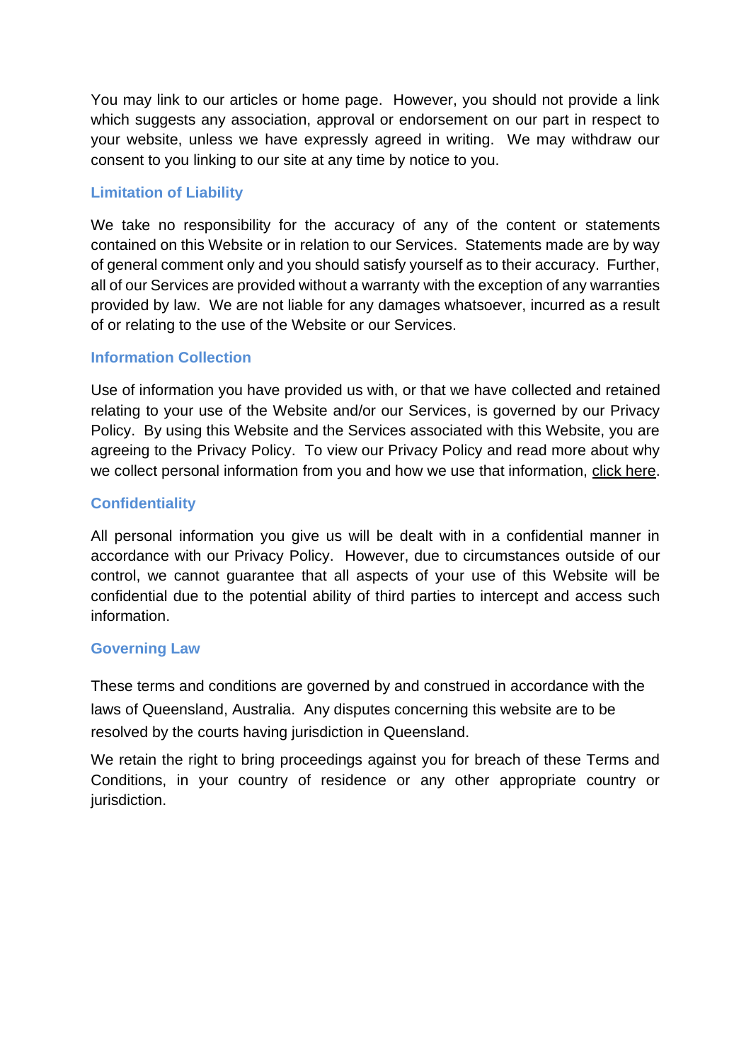You may link to our articles or home page. However, you should not provide a link which suggests any association, approval or endorsement on our part in respect to your website, unless we have expressly agreed in writing. We may withdraw our consent to you linking to our site at any time by notice to you.

## Limitation of Liability

We take no responsibility for the accuracy of any of the content or statements contained on this Website or in relation to our Services. Statements made are by way of general comment only and you should satisfy yourself as to their accuracy. Further, all of our Services are provided without a warranty with the exception of any warranties provided by law. We are not liable for any damages whatsoever, incurred as a result of or relating to the use of the Website or our Services.

## Information Collection

Use of information you have provided us with, or that we have collected and retained relating to your use of the Website and/or our Services, is governed by our Privacy Policy. By using this Website and the Services associated with this Website, you are agreeing to the Privacy Policy. To view our Privacy Policy and read more about why we collect personal information from you and how we use that information, click here.

## Confidentiality

All personal information you give us will be dealt with in a confidential manner in accordance with our Privacy Policy. However, due to circumstances outside of our control, we cannot guarantee that all aspects of your use of this Website will be confidential due to the potential ability of third parties to intercept and access such information.

## Governing Law

These terms and conditions are governed by and construed in accordance with the laws of Queensland, Australia. Any disputes concerning this website are to be resolved by the courts having jurisdiction in Queensland.

We retain the right to bring proceedings against you for breach of these Terms and Conditions, in your country of residence or any other appropriate country or jurisdiction.